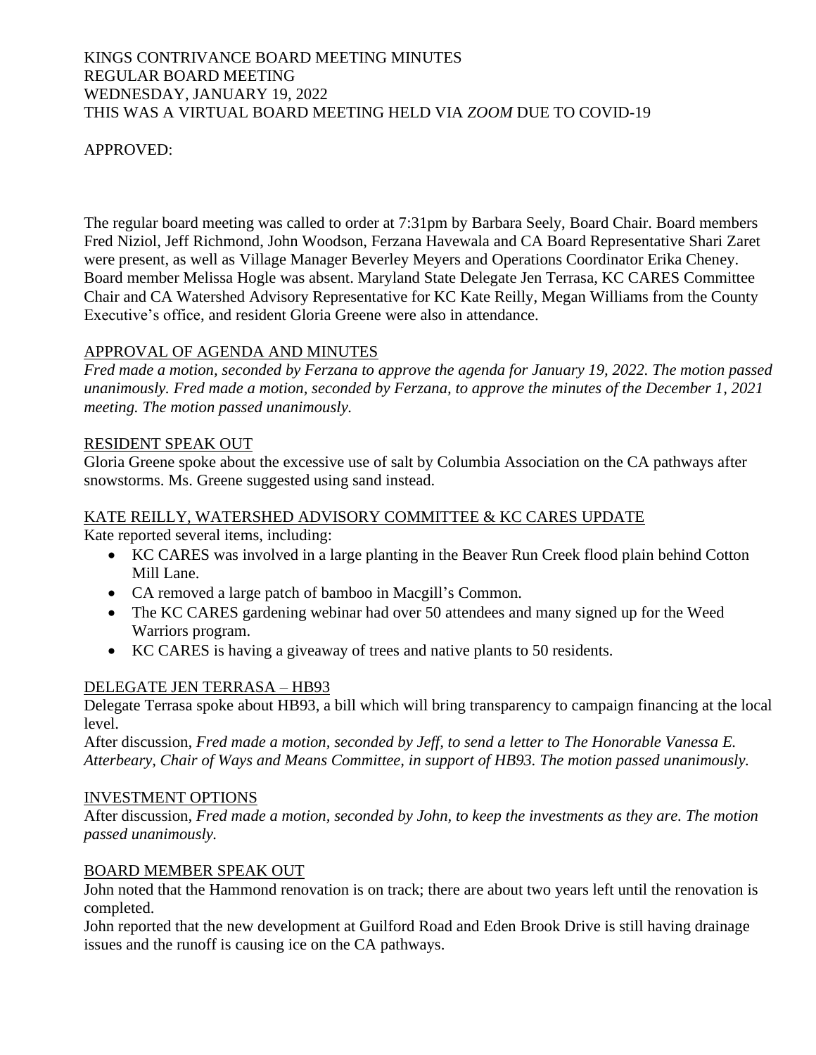KINGS CONTRIVANCE BOARD MEETING MINUTES
REGULAR BOARD MEETING
WEDNESDAY, JANUARY 19, 2022
THIS WAS A VIRTUAL BOARD MEETING HELD VIA *ZOOM* DUE TO COVID-19

APPROVED:

The regular board meeting was called to order at 7:31pm by Barbara Seely, Board Chair. Board members Fred Niziol, Jeff Richmond, John Woodson, Ferzana Havewala and CA Board Representative Shari Zaret were present, as well as Village Manager Beverley Meyers and Operations Coordinator Erika Cheney. Board member Melissa Hogle was absent. Maryland State Delegate Jen Terrasa, KC CARES Committee Chair and CA Watershed Advisory Representative for KC Kate Reilly, Megan Williams from the County Executive's office, and resident Gloria Greene were also in attendance.

<u>APPROVAL OF AGENDA AND MINUTES</u>

*Fred made a motion, seconded by Ferzana to approve the agenda for January 19, 2022. The motion passed unanimously. Fred made a motion, seconded by Ferzana, to approve the minutes of the December 1, 2021 meeting. The motion passed unanimously.*

<u>RESIDENT SPEAK OUT</u>

Gloria Greene spoke about the excessive use of salt by Columbia Association on the CA pathways after snowstorms. Ms. Greene suggested using sand instead.

<u>KATE REILLY, WATERSHED ADVISORY COMMITTEE & KC CARES UPDATE</u>

Kate reported several items, including:

- KC CARES was involved in a large planting in the Beaver Run Creek flood plain behind Cotton Mill Lane.
- CA removed a large patch of bamboo in Macgill's Common.
- The KC CARES gardening webinar had over 50 attendees and many signed up for the Weed Warriors program.
- KC CARES is having a giveaway of trees and native plants to 50 residents.

<u>DELEGATE JEN TERRASA – HB93</u>

Delegate Terrasa spoke about HB93, a bill which will bring transparency to campaign financing at the local level.

After discussion, *Fred made a motion, seconded by Jeff, to send a letter to The Honorable Vanessa E. Atterbeary, Chair of Ways and Means Committee, in support of HB93. The motion passed unanimously.*

<u>INVESTMENT OPTIONS</u>

After discussion, *Fred made a motion, seconded by John, to keep the investments as they are. The motion passed unanimously.*

<u>BOARD MEMBER SPEAK OUT</u>

John noted that the Hammond renovation is on track; there are about two years left until the renovation is completed.

John reported that the new development at Guilford Road and Eden Brook Drive is still having drainage issues and the runoff is causing ice on the CA pathways.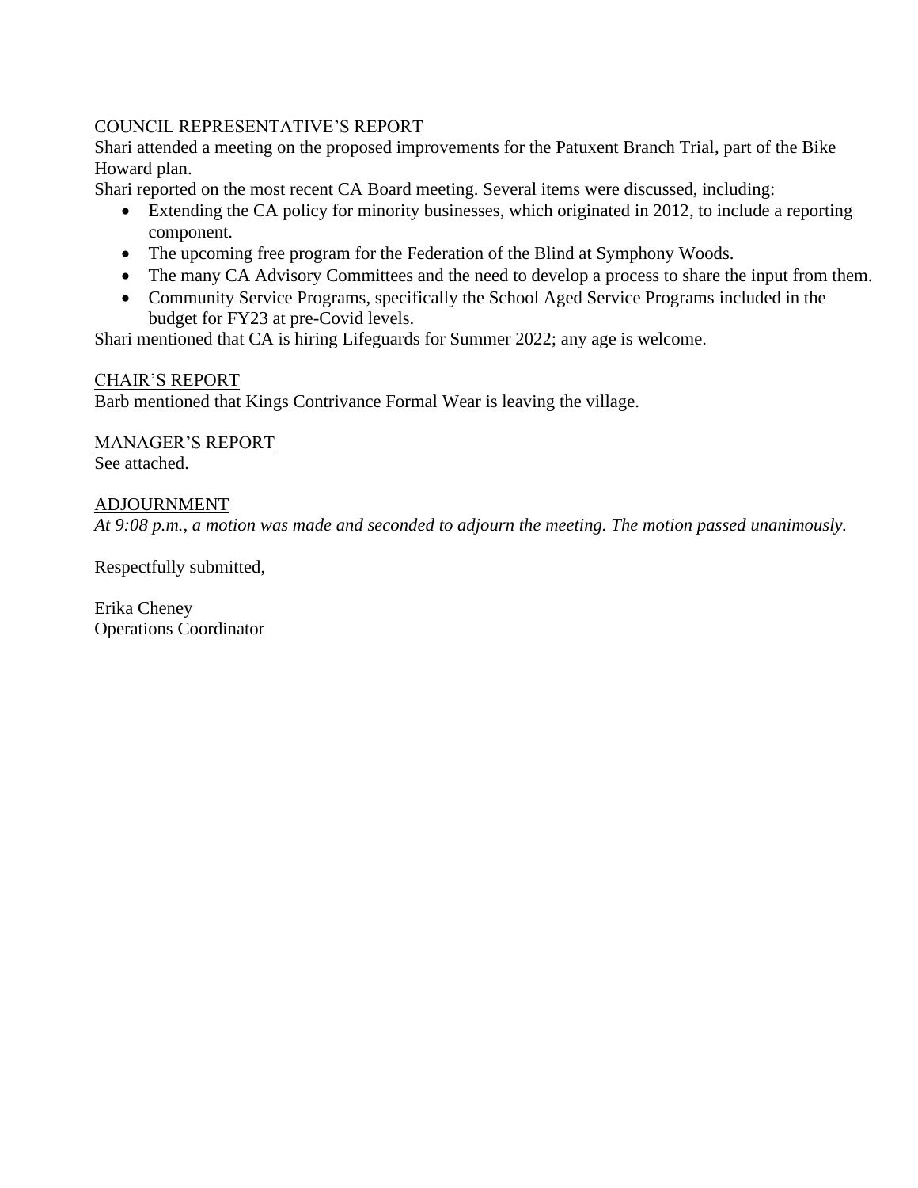COUNCIL REPRESENTATIVE'S REPORT

Shari attended a meeting on the proposed improvements for the Patuxent Branch Trial, part of the Bike Howard plan.

Shari reported on the most recent CA Board meeting. Several items were discussed, including:

- Extending the CA policy for minority businesses, which originated in 2012, to include a reporting component.
- The upcoming free program for the Federation of the Blind at Symphony Woods.
- The many CA Advisory Committees and the need to develop a process to share the input from them.
- Community Service Programs, specifically the School Aged Service Programs included in the budget for FY23 at pre-Covid levels.

Shari mentioned that CA is hiring Lifeguards for Summer 2022; any age is welcome.

CHAIR'S REPORT

Barb mentioned that Kings Contrivance Formal Wear is leaving the village.

MANAGER'S REPORT

See attached.

ADJOURNMENT

*At 9:08 p.m., a motion was made and seconded to adjourn the meeting. The motion passed unanimously.*

Respectfully submitted,

Erika Cheney
Operations Coordinator